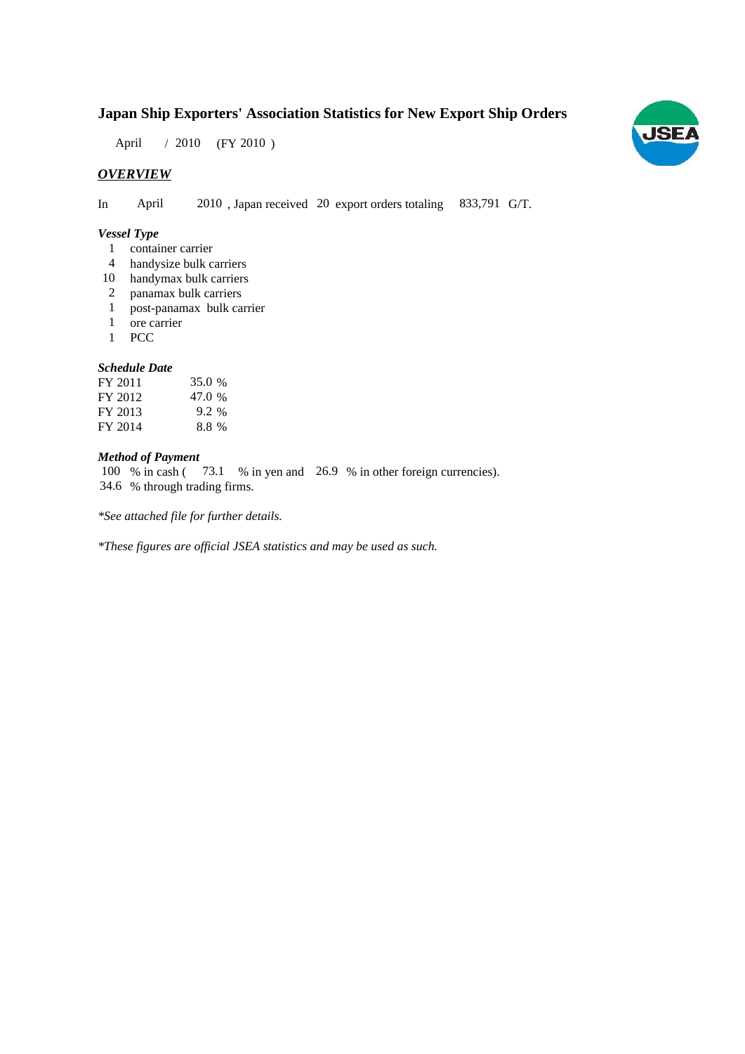# Japan Ship Exporters' Association Statistics for New Export Ship Orders

April / 2010 (FY 2010 )

## *OVERVIEW*

In April 2010 , Japan received 20 export orders totaling 833,791 G/T.

### *Vessel Type*

| | |
|---|---|
| 1 | container carrier |
| 4 | handysize bulk carriers |
| 10 | handymax bulk carriers |
| 2 | panamax bulk carriers |
| 1 | post-panamax bulk carrier |
| 1 | ore carrier |
| 1 | PCC |

### *Schedule Date*

| | |
|---|---|
| FY 2011 | 35.0 % |
| FY 2012 | 47.0 % |
| FY 2013 | 9.2 % |
| FY 2014 | 8.8 % |

### *Method of Payment*

100 % in cash ( 73.1 % in yen and 26.9 % in other foreign currencies).
34.6 % through trading firms.

*\*See attached file for further details.*

*\*These figures are official JSEA statistics and may be used as such.*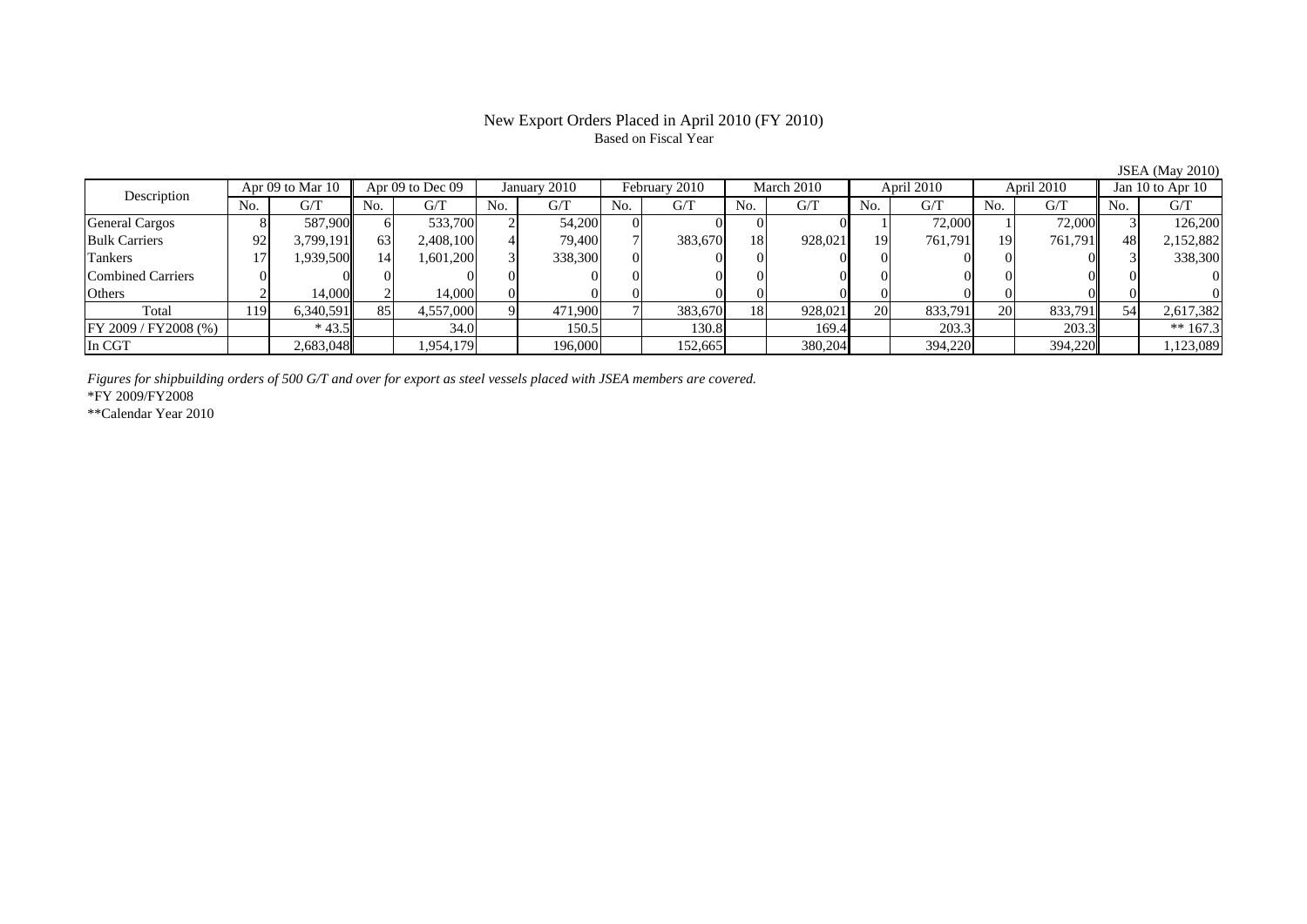# New Export Orders Placed in April 2010 (FY 2010)

Based on Fiscal Year

JSEA (May 2010)

| Description | Apr 09 to Mar 10 | | Apr 09 to Dec 09 | | January 2010 | | February 2010 | | March 2010 | | April 2010 | | April 2010 | | Jan 10 to Apr 10 | |
|---|---|---|---|---|---|---|---|---|---|---|---|---|---|---|---|---|
| | No. | G/T | No. | G/T | No. | G/T | No. | G/T | No. | G/T | No. | G/T | No. | G/T | No. | G/T |
| General Cargos | 8 | 587,900 | 6 | 533,700 | 2 | 54,200 | 0 | 0 | 0 | 0 | 1 | 72,000 | 1 | 72,000 | 3 | 126,200 |
| Bulk Carriers | 92 | 3,799,191 | 63 | 2,408,100 | 4 | 79,400 | 7 | 383,670 | 18 | 928,021 | 19 | 761,791 | 19 | 761,791 | 48 | 2,152,882 |
| Tankers | 17 | 1,939,500 | 14 | 1,601,200 | 3 | 338,300 | 0 | 0 | 0 | 0 | 0 | 0 | 0 | 0 | 3 | 338,300 |
| Combined Carriers | 0 | 0 | 0 | 0 | 0 | 0 | 0 | 0 | 0 | 0 | 0 | 0 | 0 | 0 | 0 | 0 |
| Others | 2 | 14,000 | 2 | 14,000 | 0 | 0 | 0 | 0 | 0 | 0 | 0 | 0 | 0 | 0 | 0 | 0 |
| Total | 119 | 6,340,591 | 85 | 4,557,000 | 9 | 471,900 | 7 | 383,670 | 18 | 928,021 | 20 | 833,791 | 20 | 833,791 | 54 | 2,617,382 |
| FY 2009 / FY2008 (%) | | * 43.5 | | 34.0 | | 150.5 | | 130.8 | | 169.4 | | 203.3 | | 203.3 | | ** 167.3 |
| In CGT | | 2,683,048 | | 1,954,179 | | 196,000 | | 152,665 | | 380,204 | | 394,220 | | 394,220 | | 1,123,089 |

*Figures for shipbuilding orders of 500 G/T and over for export as steel vessels placed with JSEA members are covered.*

*FY 2009/FY2008

**Calendar Year 2010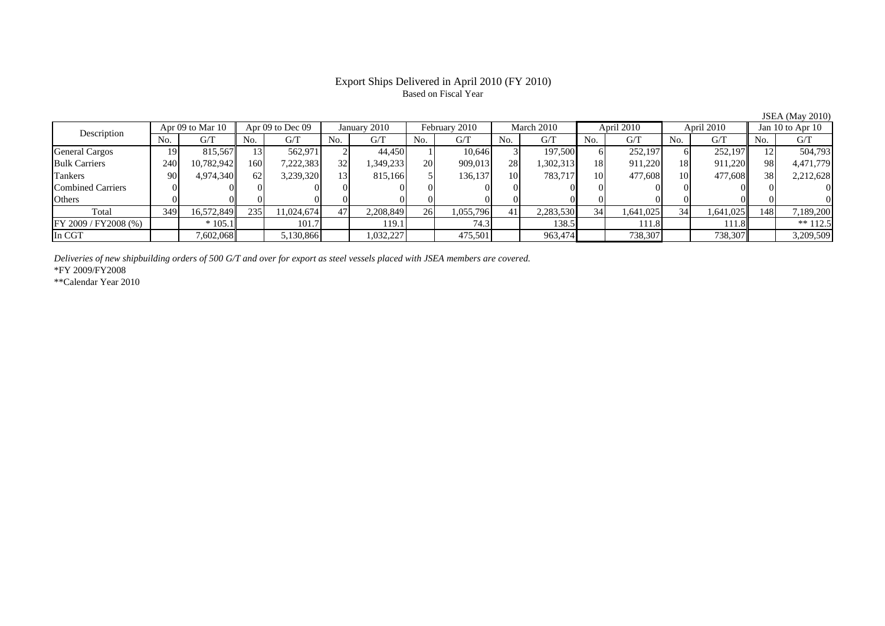# Export Ships Delivered in April 2010 (FY 2010)

Based on Fiscal Year

JSEA (May 2010)

| Description | Apr 09 to Mar 10 | | Apr 09 to Dec 09 | | January 2010 | | February 2010 | | March 2010 | | April 2010 | | April 2010 | | Jan 10 to Apr 10 | |
|---|---|---|---|---|---|---|---|---|---|---|---|---|---|---|---|---|
| | No. | G/T | No. | G/T | No. | G/T | No. | G/T | No. | G/T | No. | G/T | No. | G/T | No. | G/T |
| General Cargos | 19 | 815,567 | 13 | 562,971 | 2 | 44,450 | 1 | 10,646 | 3 | 197,500 | 6 | 252,197 | 6 | 252,197 | 12 | 504,793 |
| Bulk Carriers | 240 | 10,782,942 | 160 | 7,222,383 | 32 | 1,349,233 | 20 | 909,013 | 28 | 1,302,313 | 18 | 911,220 | 18 | 911,220 | 98 | 4,471,779 |
| Tankers | 90 | 4,974,340 | 62 | 3,239,320 | 13 | 815,166 | 5 | 136,137 | 10 | 783,717 | 10 | 477,608 | 10 | 477,608 | 38 | 2,212,628 |
| Combined Carriers | 0 | 0 | 0 | 0 | 0 | 0 | 0 | 0 | 0 | 0 | 0 | 0 | 0 | 0 | 0 | 0 |
| Others | 0 | 0 | 0 | 0 | 0 | 0 | 0 | 0 | 0 | 0 | 0 | 0 | 0 | 0 | 0 | 0 |
| Total | 349 | 16,572,849 | 235 | 11,024,674 | 47 | 2,208,849 | 26 | 1,055,796 | 41 | 2,283,530 | 34 | 1,641,025 | 34 | 1,641,025 | 148 | 7,189,200 |
| FY 2009 / FY2008 (%) | | * 105.1 | | 101.7 | | 119.1 | | 74.3 | | 138.5 | | 111.8 | | 111.8 | | ** 112.5 |
| In CGT | | 7,602,068 | | 5,130,866 | | 1,032,227 | | 475,501 | | 963,474 | | 738,307 | | 738,307 | | 3,209,509 |

*Deliveries of new shipbuilding orders of 500 G/T and over for export as steel vessels placed with JSEA members are covered.*

*FY 2009/FY2008

**Calendar Year 2010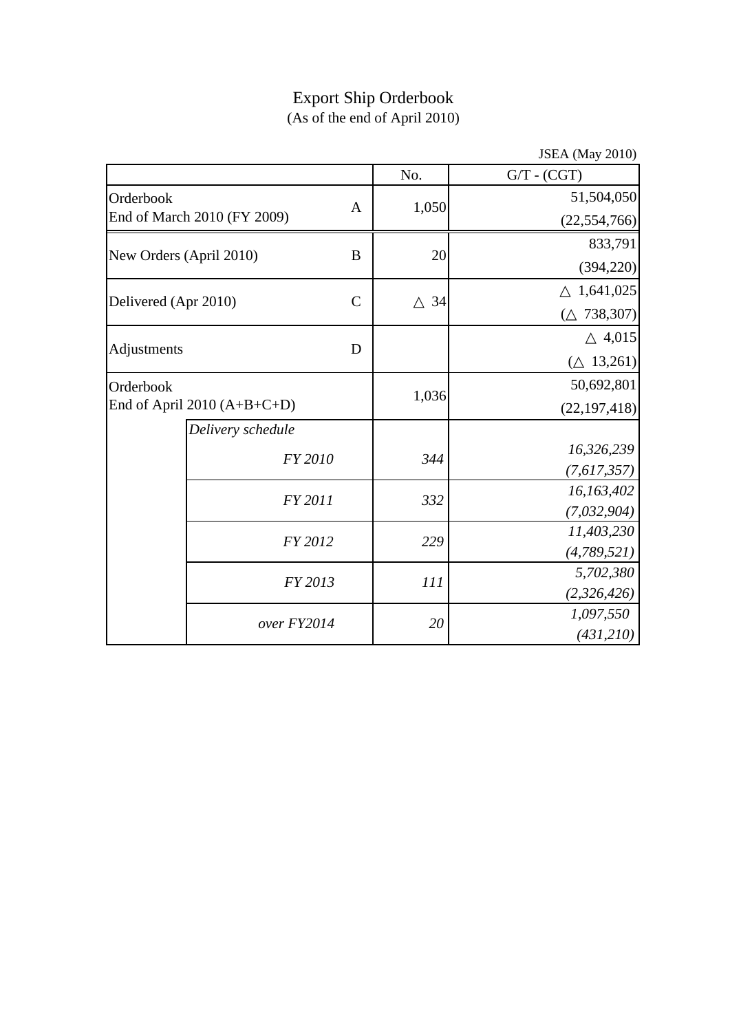# Export Ship Orderbook

(As of the end of April 2010)

JSEA (May 2010)

| | | | No. | G/T - (CGT) |
|---|---|---|---|---|
| Orderbook End of March 2010 (FY 2009) | | A | 1,050 | 51,504,050 (22,554,766) |
| New Orders (April 2010) | | B | 20 | 833,791 (394,220) |
| Delivered (Apr 2010) | | C | △ 34 | △ 1,641,025 (△ 738,307) |
| Adjustments | | D | | △ 4,015 (△ 13,261) |
| Orderbook End of April 2010 (A+B+C+D) | | | 1,036 | 50,692,801 (22,197,418) |
| | *Delivery schedule* | | | |
| | *FY 2010* | | *344* | *16,326,239 (7,617,357)* |
| | *FY 2011* | | *332* | *16,163,402 (7,032,904)* |
| | *FY 2012* | | *229* | *11,403,230 (4,789,521)* |
| | *FY 2013* | | *111* | *5,702,380 (2,326,426)* |
| | *over FY2014* | | *20* | *1,097,550 (431,210)* |